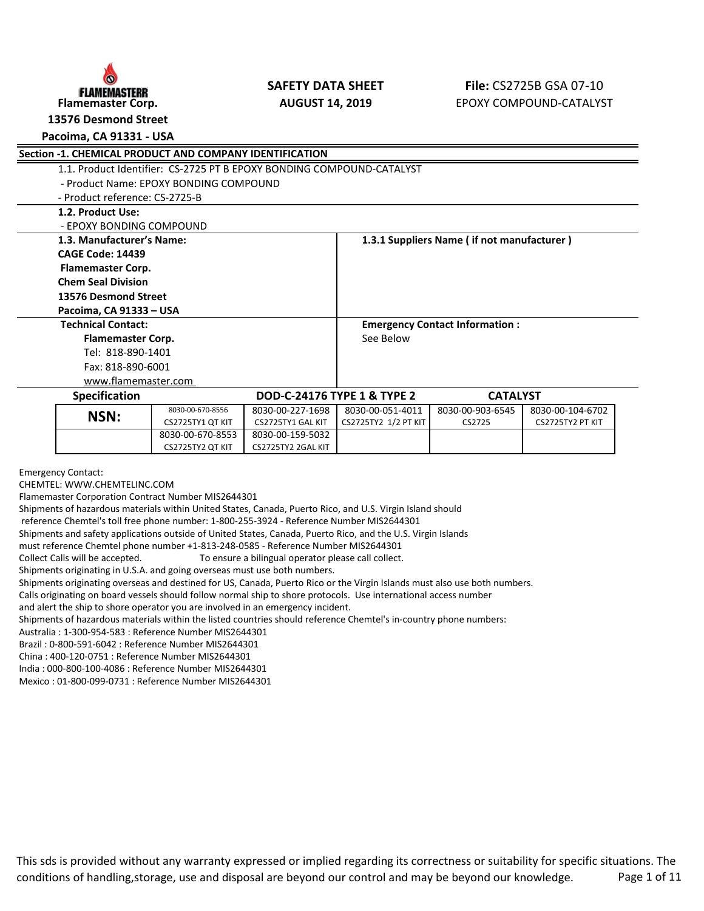**Flamemaster Corp.**
**13576 Desmond Street**
**Pacoima, CA 91331 - USA**

**SAFETY DATA SHEET**
**AUGUST 14, 2019**

**File:** CS2725B GSA 07-10
EPOXY COMPOUND-CATALYST

## Section -1. CHEMICAL PRODUCT AND COMPANY IDENTIFICATION

1.1. Product Identifier: CS-2725 PT B EPOXY BONDING COMPOUND-CATALYST
- Product Name: EPOXY BONDING COMPOUND
- Product reference: CS-2725-B

**1.2. Product Use:**
- EPOXY BONDING COMPOUND

| **1.3. Manufacturer's Name:** | **1.3.1 Suppliers Name ( if not manufacturer )** |
|---|---|
| **CAGE Code: 14439**<br>**Flamemaster Corp.**<br>**Chem Seal Division**<br>**13576 Desmond Street**<br>**Pacoima, CA 91333 – USA** | |
| **Technical Contact:**<br>**Flamemaster Corp.**<br>Tel: 818-890-1401<br>Fax: 818-890-6001<br>www.flamemaster.com | **Emergency Contact Information :**<br>See Below |

| **Specification** | | **DOD-C-24176 TYPE 1 & TYPE 2** | | **CATALYST** | |
|---|---|---|---|---|---|
| **NSN:** | 8030-00-670-8556<br>CS2725TY1 QT KIT | 8030-00-227-1698<br>CS2725TY1 GAL KIT | 8030-00-051-4011<br>CS2725TY2 1/2 PT KIT | 8030-00-903-6545<br>CS2725 | 8030-00-104-6702<br>CS2725TY2 PT KIT |
| | 8030-00-670-8553<br>CS2725TY2 QT KIT | 8030-00-159-5032<br>CS2725TY2 2GAL KIT | | | |

Emergency Contact:
CHEMTEL: WWW.CHEMTELINC.COM
Flamemaster Corporation Contract Number MIS2644301
Shipments of hazardous materials within United States, Canada, Puerto Rico, and U.S. Virgin Island should reference Chemtel's toll free phone number: 1-800-255-3924 - Reference Number MIS2644301
Shipments and safety applications outside of United States, Canada, Puerto Rico, and the U.S. Virgin Islands must reference Chemtel phone number +1-813-248-0585 - Reference Number MIS2644301
Collect Calls will be accepted. To ensure a bilingual operator please call collect.
Shipments originating in U.S.A. and going overseas must use both numbers.
Shipments originating overseas and destined for US, Canada, Puerto Rico or the Virgin Islands must also use both numbers.
Calls originating on board vessels should follow normal ship to shore protocols. Use international access number and alert the ship to shore operator you are involved in an emergency incident.
Shipments of hazardous materials within the listed countries should reference Chemtel's in-country phone numbers:
Australia : 1-300-954-583 : Reference Number MIS2644301
Brazil : 0-800-591-6042 : Reference Number MIS2644301
China : 400-120-0751 : Reference Number MIS2644301
India : 000-800-100-4086 : Reference Number MIS2644301
Mexico : 01-800-099-0731 : Reference Number MIS2644301

This sds is provided without any warranty expressed or implied regarding its correctness or suitability for specific situations. The conditions of handling,storage, use and disposal are beyond our control and may be beyond our knowledge.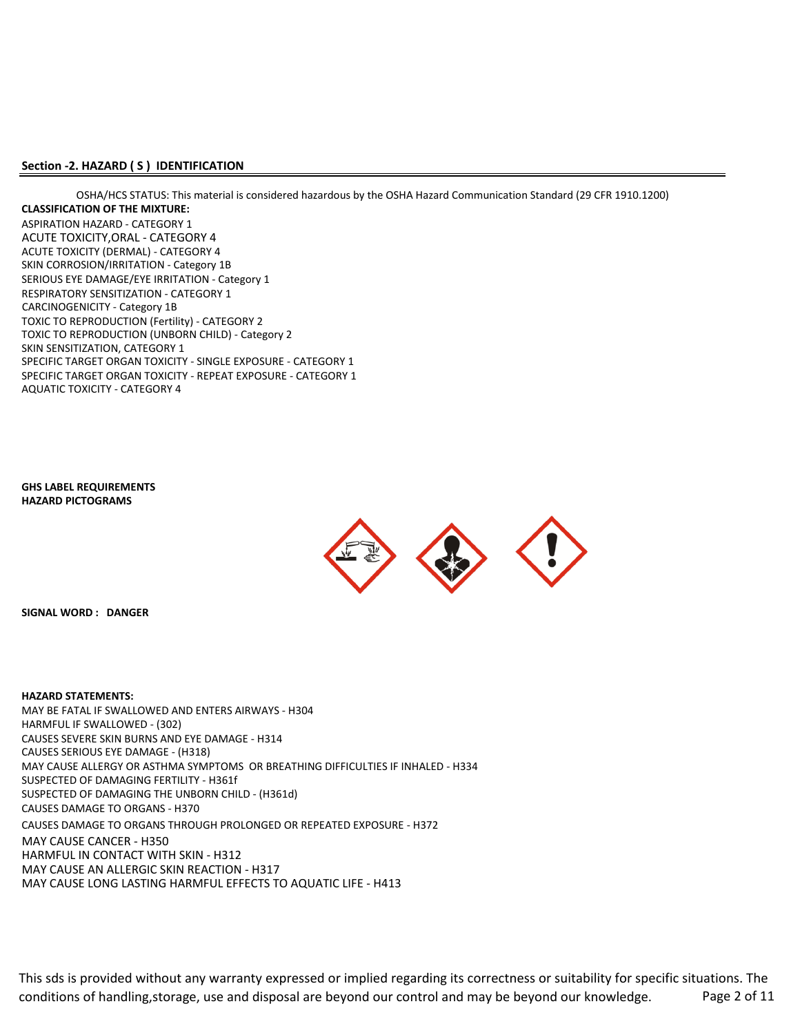## Section -2. HAZARD ( S ) IDENTIFICATION

OSHA/HCS STATUS: This material is considered hazardous by the OSHA Hazard Communication Standard (29 CFR 1910.1200)

**CLASSIFICATION OF THE MIXTURE:**

ASPIRATION HAZARD - CATEGORY 1
ACUTE TOXICITY,ORAL - CATEGORY 4
ACUTE TOXICITY (DERMAL) - CATEGORY 4
SKIN CORROSION/IRRITATION - Category 1B
SERIOUS EYE DAMAGE/EYE IRRITATION - Category 1
RESPIRATORY SENSITIZATION - CATEGORY 1
CARCINOGENICITY - Category 1B
TOXIC TO REPRODUCTION (Fertility) - CATEGORY 2
TOXIC TO REPRODUCTION (UNBORN CHILD) - Category 2
SKIN SENSITIZATION, CATEGORY 1
SPECIFIC TARGET ORGAN TOXICITY - SINGLE EXPOSURE - CATEGORY 1
SPECIFIC TARGET ORGAN TOXICITY - REPEAT EXPOSURE - CATEGORY 1
AQUATIC TOXICITY - CATEGORY 4

**GHS LABEL REQUIREMENTS**
**HAZARD PICTOGRAMS**

**SIGNAL WORD : DANGER**

**HAZARD STATEMENTS:**

MAY BE FATAL IF SWALLOWED AND ENTERS AIRWAYS - H304
HARMFUL IF SWALLOWED - (302)
CAUSES SEVERE SKIN BURNS AND EYE DAMAGE - H314
CAUSES SERIOUS EYE DAMAGE - (H318)
MAY CAUSE ALLERGY OR ASTHMA SYMPTOMS OR BREATHING DIFFICULTIES IF INHALED - H334
SUSPECTED OF DAMAGING FERTILITY - H361f
SUSPECTED OF DAMAGING THE UNBORN CHILD - (H361d)
CAUSES DAMAGE TO ORGANS - H370
CAUSES DAMAGE TO ORGANS THROUGH PROLONGED OR REPEATED EXPOSURE - H372
MAY CAUSE CANCER - H350
HARMFUL IN CONTACT WITH SKIN - H312
MAY CAUSE AN ALLERGIC SKIN REACTION - H317
MAY CAUSE LONG LASTING HARMFUL EFFECTS TO AQUATIC LIFE - H413

This sds is provided without any warranty expressed or implied regarding its correctness or suitability for specific situations. The conditions of handling,storage, use and disposal are beyond our control and may be beyond our knowledge.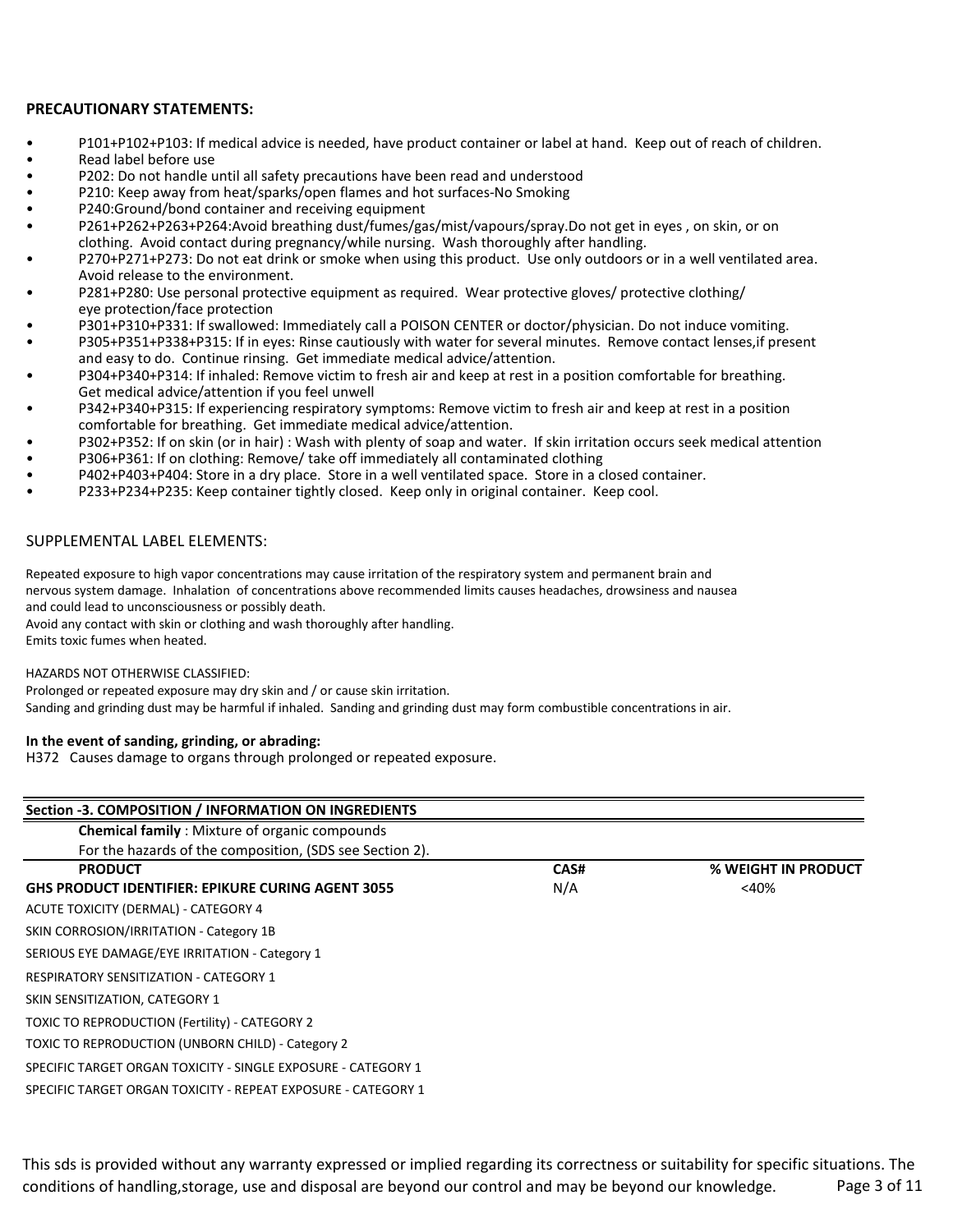**PRECAUTIONARY STATEMENTS:**

- P101+P102+P103: If medical advice is needed, have product container or label at hand. Keep out of reach of children.
- Read label before use
- P202: Do not handle until all safety precautions have been read and understood
- P210: Keep away from heat/sparks/open flames and hot surfaces-No Smoking
- P240:Ground/bond container and receiving equipment
- P261+P262+P263+P264:Avoid breathing dust/fumes/gas/mist/vapours/spray.Do not get in eyes , on skin, or on clothing. Avoid contact during pregnancy/while nursing. Wash thoroughly after handling.
- P270+P271+P273: Do not eat drink or smoke when using this product. Use only outdoors or in a well ventilated area. Avoid release to the environment.
- P281+P280: Use personal protective equipment as required. Wear protective gloves/ protective clothing/ eye protection/face protection
- P301+P310+P331: If swallowed: Immediately call a POISON CENTER or doctor/physician. Do not induce vomiting.
- P305+P351+P338+P315: If in eyes: Rinse cautiously with water for several minutes. Remove contact lenses,if present and easy to do. Continue rinsing. Get immediate medical advice/attention.
- P304+P340+P314: If inhaled: Remove victim to fresh air and keep at rest in a position comfortable for breathing. Get medical advice/attention if you feel unwell
- P342+P340+P315: If experiencing respiratory symptoms: Remove victim to fresh air and keep at rest in a position comfortable for breathing. Get immediate medical advice/attention.
- P302+P352: If on skin (or in hair) : Wash with plenty of soap and water. If skin irritation occurs seek medical attention
- P306+P361: If on clothing: Remove/ take off immediately all contaminated clothing
- P402+P403+P404: Store in a dry place. Store in a well ventilated space. Store in a closed container.
- P233+P234+P235: Keep container tightly closed. Keep only in original container. Keep cool.

SUPPLEMENTAL LABEL ELEMENTS:

Repeated exposure to high vapor concentrations may cause irritation of the respiratory system and permanent brain and nervous system damage. Inhalation of concentrations above recommended limits causes headaches, drowsiness and nausea and could lead to unconsciousness or possibly death.
Avoid any contact with skin or clothing and wash thoroughly after handling.
Emits toxic fumes when heated.

HAZARDS NOT OTHERWISE CLASSIFIED:
Prolonged or repeated exposure may dry skin and / or cause skin irritation.
Sanding and grinding dust may be harmful if inhaled. Sanding and grinding dust may form combustible concentrations in air.

**In the event of sanding, grinding, or abrading:**
H372 Causes damage to organs through prolonged or repeated exposure.

## Section -3. COMPOSITION / INFORMATION ON INGREDIENTS

**Chemical family** : Mixture of organic compounds
For the hazards of the composition, (SDS see Section 2).

| PRODUCT | CAS# | % WEIGHT IN PRODUCT |
|---|---|---|
| **GHS PRODUCT IDENTIFIER: EPIKURE CURING AGENT 3055** | N/A | <40% |
| ACUTE TOXICITY (DERMAL) - CATEGORY 4 | | |
| SKIN CORROSION/IRRITATION - Category 1B | | |
| SERIOUS EYE DAMAGE/EYE IRRITATION - Category 1 | | |
| RESPIRATORY SENSITIZATION - CATEGORY 1 | | |
| SKIN SENSITIZATION, CATEGORY 1 | | |
| TOXIC TO REPRODUCTION (Fertility) - CATEGORY 2 | | |
| TOXIC TO REPRODUCTION (UNBORN CHILD) - Category 2 | | |
| SPECIFIC TARGET ORGAN TOXICITY - SINGLE EXPOSURE - CATEGORY 1 | | |
| SPECIFIC TARGET ORGAN TOXICITY - REPEAT EXPOSURE - CATEGORY 1 | | |

This sds is provided without any warranty expressed or implied regarding its correctness or suitability for specific situations. The conditions of handling,storage, use and disposal are beyond our control and may be beyond our knowledge.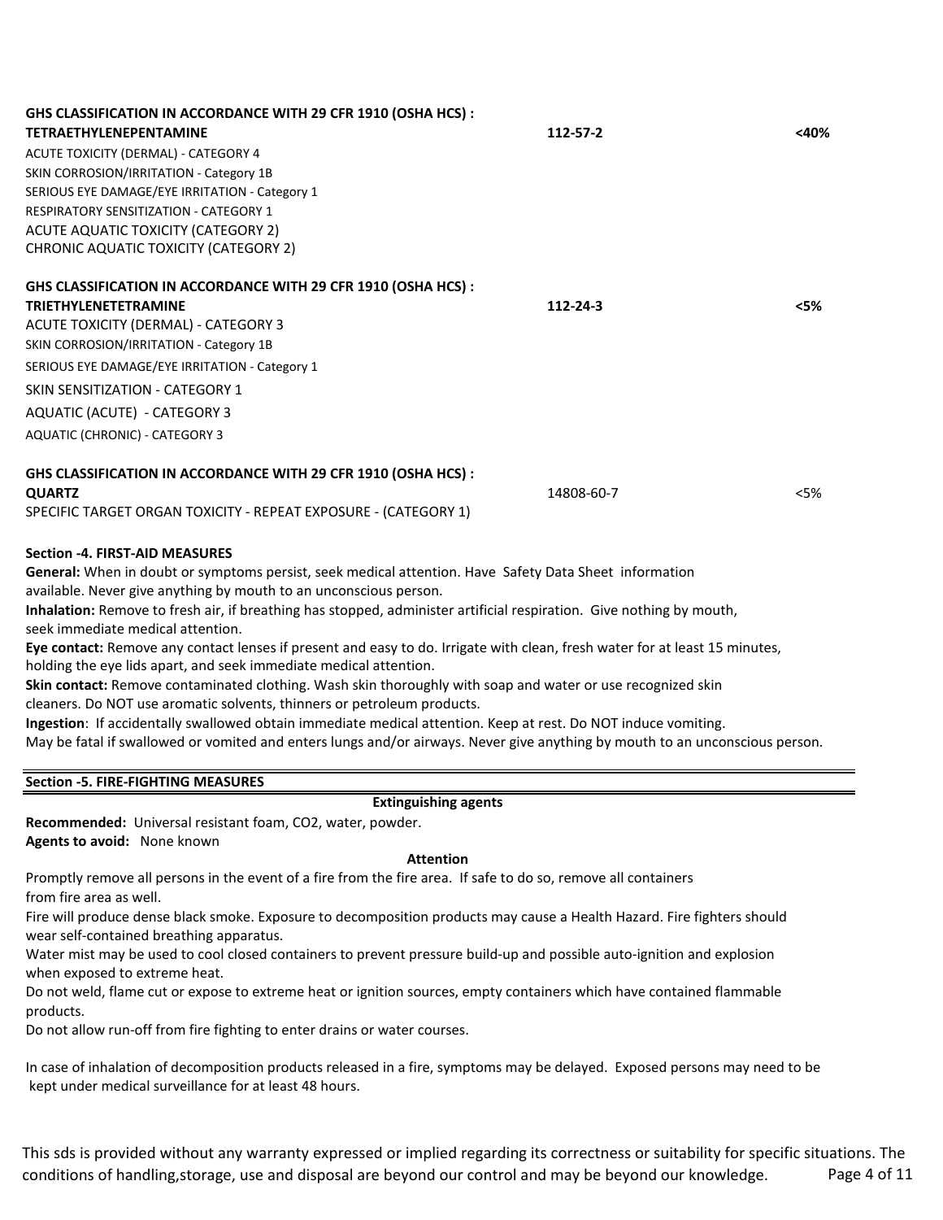**GHS CLASSIFICATION IN ACCORDANCE WITH 29 CFR 1910 (OSHA HCS) :**

| | | |
|---|---|---|
| **TETRAETHYLENEPENTAMINE** | **112-57-2** | **<40%** |

ACUTE TOXICITY (DERMAL) - CATEGORY 4
SKIN CORROSION/IRRITATION - Category 1B
SERIOUS EYE DAMAGE/EYE IRRITATION - Category 1
RESPIRATORY SENSITIZATION - CATEGORY 1
ACUTE AQUATIC TOXICITY (CATEGORY 2)
CHRONIC AQUATIC TOXICITY (CATEGORY 2)

**GHS CLASSIFICATION IN ACCORDANCE WITH 29 CFR 1910 (OSHA HCS) :**

| | | |
|---|---|---|
| **TRIETHYLENETETRAMINE** | **112-24-3** | **<5%** |

ACUTE TOXICITY (DERMAL) - CATEGORY 3
SKIN CORROSION/IRRITATION - Category 1B
SERIOUS EYE DAMAGE/EYE IRRITATION - Category 1
SKIN SENSITIZATION - CATEGORY 1
AQUATIC (ACUTE) - CATEGORY 3
AQUATIC (CHRONIC) - CATEGORY 3

**GHS CLASSIFICATION IN ACCORDANCE WITH 29 CFR 1910 (OSHA HCS) :**

| | | |
|---|---|---|
| **QUARTZ** | 14808-60-7 | <5% |

SPECIFIC TARGET ORGAN TOXICITY - REPEAT EXPOSURE - (CATEGORY 1)

## Section -4. FIRST-AID MEASURES

**General:** When in doubt or symptoms persist, seek medical attention. Have Safety Data Sheet information available. Never give anything by mouth to an unconscious person.

**Inhalation:** Remove to fresh air, if breathing has stopped, administer artificial respiration. Give nothing by mouth, seek immediate medical attention.

**Eye contact:** Remove any contact lenses if present and easy to do. Irrigate with clean, fresh water for at least 15 minutes, holding the eye lids apart, and seek immediate medical attention.

**Skin contact:** Remove contaminated clothing. Wash skin thoroughly with soap and water or use recognized skin cleaners. Do NOT use aromatic solvents, thinners or petroleum products.

**Ingestion**: If accidentally swallowed obtain immediate medical attention. Keep at rest. Do NOT induce vomiting. May be fatal if swallowed or vomited and enters lungs and/or airways. Never give anything by mouth to an unconscious person.

## Section -5. FIRE-FIGHTING MEASURES

**Extinguishing agents**

**Recommended:** Universal resistant foam, CO2, water, powder.
**Agents to avoid:** None known

**Attention**

Promptly remove all persons in the event of a fire from the fire area. If safe to do so, remove all containers from fire area as well.

Fire will produce dense black smoke. Exposure to decomposition products may cause a Health Hazard. Fire fighters should wear self-contained breathing apparatus.

Water mist may be used to cool closed containers to prevent pressure build-up and possible auto-ignition and explosion when exposed to extreme heat.

Do not weld, flame cut or expose to extreme heat or ignition sources, empty containers which have contained flammable products.

Do not allow run-off from fire fighting to enter drains or water courses.

In case of inhalation of decomposition products released in a fire, symptoms may be delayed. Exposed persons may need to be kept under medical surveillance for at least 48 hours.

This sds is provided without any warranty expressed or implied regarding its correctness or suitability for specific situations. The conditions of handling,storage, use and disposal are beyond our control and may be beyond our knowledge.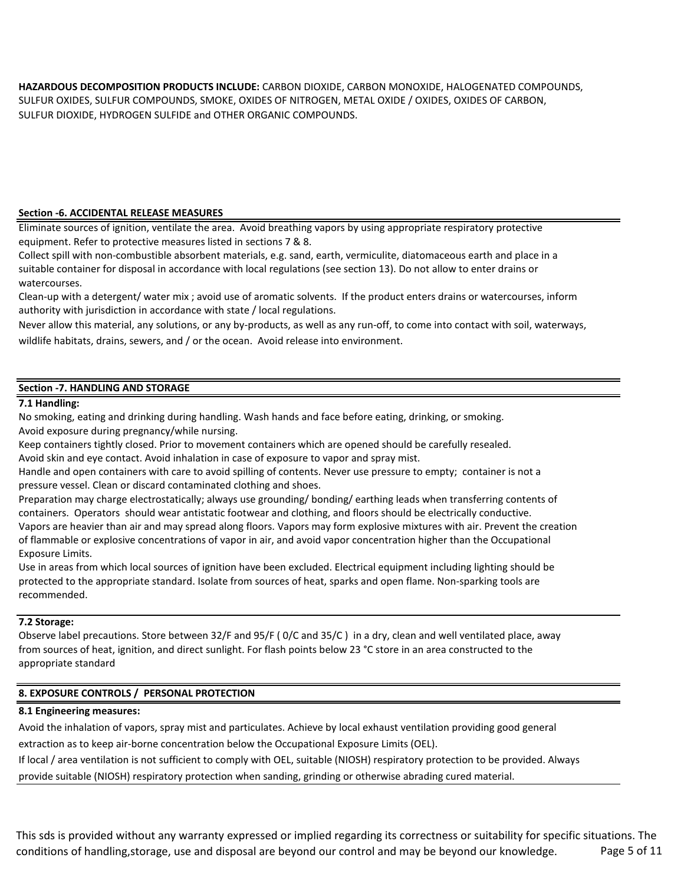**HAZARDOUS DECOMPOSITION PRODUCTS INCLUDE:** CARBON DIOXIDE, CARBON MONOXIDE, HALOGENATED COMPOUNDS, SULFUR OXIDES, SULFUR COMPOUNDS, SMOKE, OXIDES OF NITROGEN, METAL OXIDE / OXIDES, OXIDES OF CARBON, SULFUR DIOXIDE, HYDROGEN SULFIDE and OTHER ORGANIC COMPOUNDS.

## Section -6. ACCIDENTAL RELEASE MEASURES

Eliminate sources of ignition, ventilate the area. Avoid breathing vapors by using appropriate respiratory protective equipment. Refer to protective measures listed in sections 7 & 8.

Collect spill with non-combustible absorbent materials, e.g. sand, earth, vermiculite, diatomaceous earth and place in a suitable container for disposal in accordance with local regulations (see section 13). Do not allow to enter drains or watercourses.

Clean-up with a detergent/ water mix ; avoid use of aromatic solvents. If the product enters drains or watercourses, inform authority with jurisdiction in accordance with state / local regulations.

Never allow this material, any solutions, or any by-products, as well as any run-off, to come into contact with soil, waterways, wildlife habitats, drains, sewers, and / or the ocean. Avoid release into environment.

## Section -7. HANDLING AND STORAGE

### 7.1 Handling:

No smoking, eating and drinking during handling. Wash hands and face before eating, drinking, or smoking.

Avoid exposure during pregnancy/while nursing.

Keep containers tightly closed. Prior to movement containers which are opened should be carefully resealed.

Avoid skin and eye contact. Avoid inhalation in case of exposure to vapor and spray mist.

Handle and open containers with care to avoid spilling of contents. Never use pressure to empty; container is not a pressure vessel. Clean or discard contaminated clothing and shoes.

Preparation may charge electrostatically; always use grounding/ bonding/ earthing leads when transferring contents of containers. Operators should wear antistatic footwear and clothing, and floors should be electrically conductive.

Vapors are heavier than air and may spread along floors. Vapors may form explosive mixtures with air. Prevent the creation of flammable or explosive concentrations of vapor in air, and avoid vapor concentration higher than the Occupational Exposure Limits.

Use in areas from which local sources of ignition have been excluded. Electrical equipment including lighting should be protected to the appropriate standard. Isolate from sources of heat, sparks and open flame. Non-sparking tools are recommended.

### 7.2 Storage:

Observe label precautions. Store between 32/F and 95/F ( 0/C and 35/C ) in a dry, clean and well ventilated place, away from sources of heat, ignition, and direct sunlight. For flash points below 23 °C store in an area constructed to the appropriate standard

## 8. EXPOSURE CONTROLS / PERSONAL PROTECTION

### 8.1 Engineering measures:

Avoid the inhalation of vapors, spray mist and particulates. Achieve by local exhaust ventilation providing good general extraction as to keep air-borne concentration below the Occupational Exposure Limits (OEL).

If local / area ventilation is not sufficient to comply with OEL, suitable (NIOSH) respiratory protection to be provided. Always provide suitable (NIOSH) respiratory protection when sanding, grinding or otherwise abrading cured material.

This sds is provided without any warranty expressed or implied regarding its correctness or suitability for specific situations. The conditions of handling,storage, use and disposal are beyond our control and may be beyond our knowledge.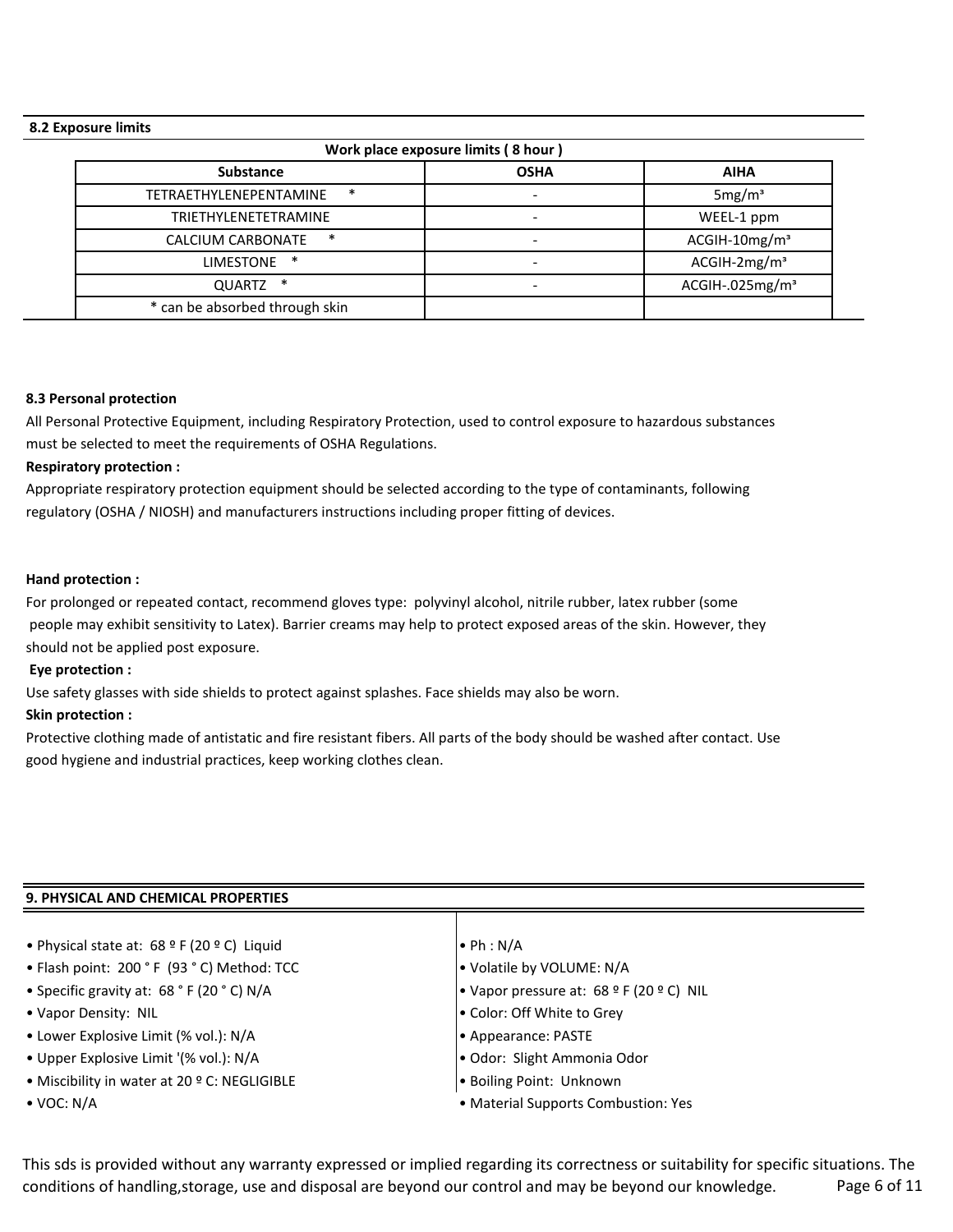**8.2 Exposure limits**

**Work place exposure limits ( 8 hour )**

| Substance | OSHA | AIHA |
|---|---|---|
| TETRAETHYLENEPENTAMINE * | - | 5mg/m³ |
| TRIETHYLENETETRAMINE | - | WEEL-1 ppm |
| CALCIUM CARBONATE * | - | ACGIH-10mg/m³ |
| LIMESTONE * | - | ACGIH-2mg/m³ |
| QUARTZ * | - | ACGIH-.025mg/m³ |
| * can be absorbed through skin | | |

**8.3 Personal protection**

All Personal Protective Equipment, including Respiratory Protection, used to control exposure to hazardous substances must be selected to meet the requirements of OSHA Regulations.

**Respiratory protection :**

Appropriate respiratory protection equipment should be selected according to the type of contaminants, following regulatory (OSHA / NIOSH) and manufacturers instructions including proper fitting of devices.

**Hand protection :**

For prolonged or repeated contact, recommend gloves type: polyvinyl alcohol, nitrile rubber, latex rubber (some people may exhibit sensitivity to Latex). Barrier creams may help to protect exposed areas of the skin. However, they should not be applied post exposure.

**Eye protection :**

Use safety glasses with side shields to protect against splashes. Face shields may also be worn.

**Skin protection :**

Protective clothing made of antistatic and fire resistant fibers. All parts of the body should be washed after contact. Use good hygiene and industrial practices, keep working clothes clean.

**9. PHYSICAL AND CHEMICAL PROPERTIES**

- Physical state at: 68 º F (20 º C) Liquid
- Flash point: 200 ˚ F (93 ˚ C) Method: TCC
- Specific gravity at: 68 ˚ F (20 ˚ C) N/A
- Vapor Density: NIL
- Lower Explosive Limit (% vol.): N/A
- Upper Explosive Limit '(% vol.): N/A
- Miscibility in water at 20 º C: NEGLIGIBLE
- VOC: N/A
- Ph : N/A
- Volatile by VOLUME: N/A
- Vapor pressure at: 68 º F (20 º C) NIL
- Color: Off White to Grey
- Appearance: PASTE
- Odor: Slight Ammonia Odor
- Boiling Point: Unknown
- Material Supports Combustion: Yes

This sds is provided without any warranty expressed or implied regarding its correctness or suitability for specific situations. The conditions of handling,storage, use and disposal are beyond our control and may be beyond our knowledge.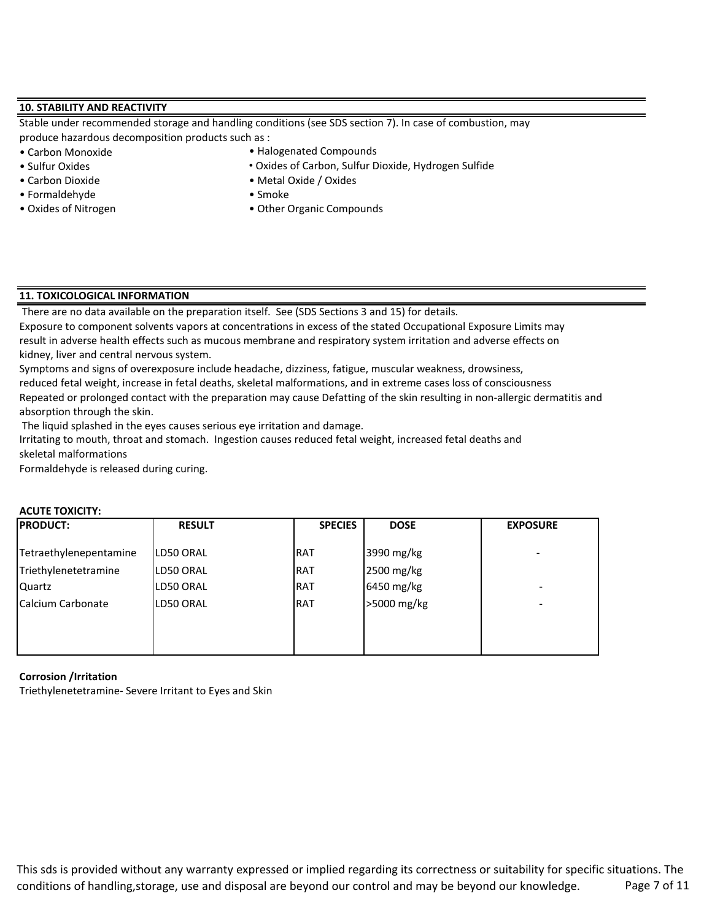## 10. STABILITY AND REACTIVITY

Stable under recommended storage and handling conditions (see SDS section 7). In case of combustion, may produce hazardous decomposition products such as :

- Carbon Monoxide
- Sulfur Oxides
- Carbon Dioxide
- Formaldehyde
- Oxides of Nitrogen
- Halogenated Compounds
- Oxides of Carbon, Sulfur Dioxide, Hydrogen Sulfide
- Metal Oxide / Oxides
- Smoke
- Other Organic Compounds

## 11. TOXICOLOGICAL INFORMATION

There are no data available on the preparation itself. See (SDS Sections 3 and 15) for details.
Exposure to component solvents vapors at concentrations in excess of the stated Occupational Exposure Limits may result in adverse health effects such as mucous membrane and respiratory system irritation and adverse effects on kidney, liver and central nervous system.
Symptoms and signs of overexposure include headache, dizziness, fatigue, muscular weakness, drowsiness, reduced fetal weight, increase in fetal deaths, skeletal malformations, and in extreme cases loss of consciousness
Repeated or prolonged contact with the preparation may cause Defatting of the skin resulting in non-allergic dermatitis and absorption through the skin.
The liquid splashed in the eyes causes serious eye irritation and damage.
Irritating to mouth, throat and stomach. Ingestion causes reduced fetal weight, increased fetal deaths and skeletal malformations
Formaldehyde is released during curing.

**ACUTE TOXICITY:**

| PRODUCT: | RESULT | SPECIES | DOSE | EXPOSURE |
|---|---|---|---|---|
| Tetraethylenepentamine | LD50 ORAL | RAT | 3990 mg/kg | - |
| Triethylenetetramine | LD50 ORAL | RAT | 2500 mg/kg | |
| Quartz | LD50 ORAL | RAT | 6450 mg/kg | - |
| Calcium Carbonate | LD50 ORAL | RAT | >5000 mg/kg | - |

**Corrosion /Irritation**

Triethylenetetramine- Severe Irritant to Eyes and Skin

This sds is provided without any warranty expressed or implied regarding its correctness or suitability for specific situations. The conditions of handling,storage, use and disposal are beyond our control and may be beyond our knowledge.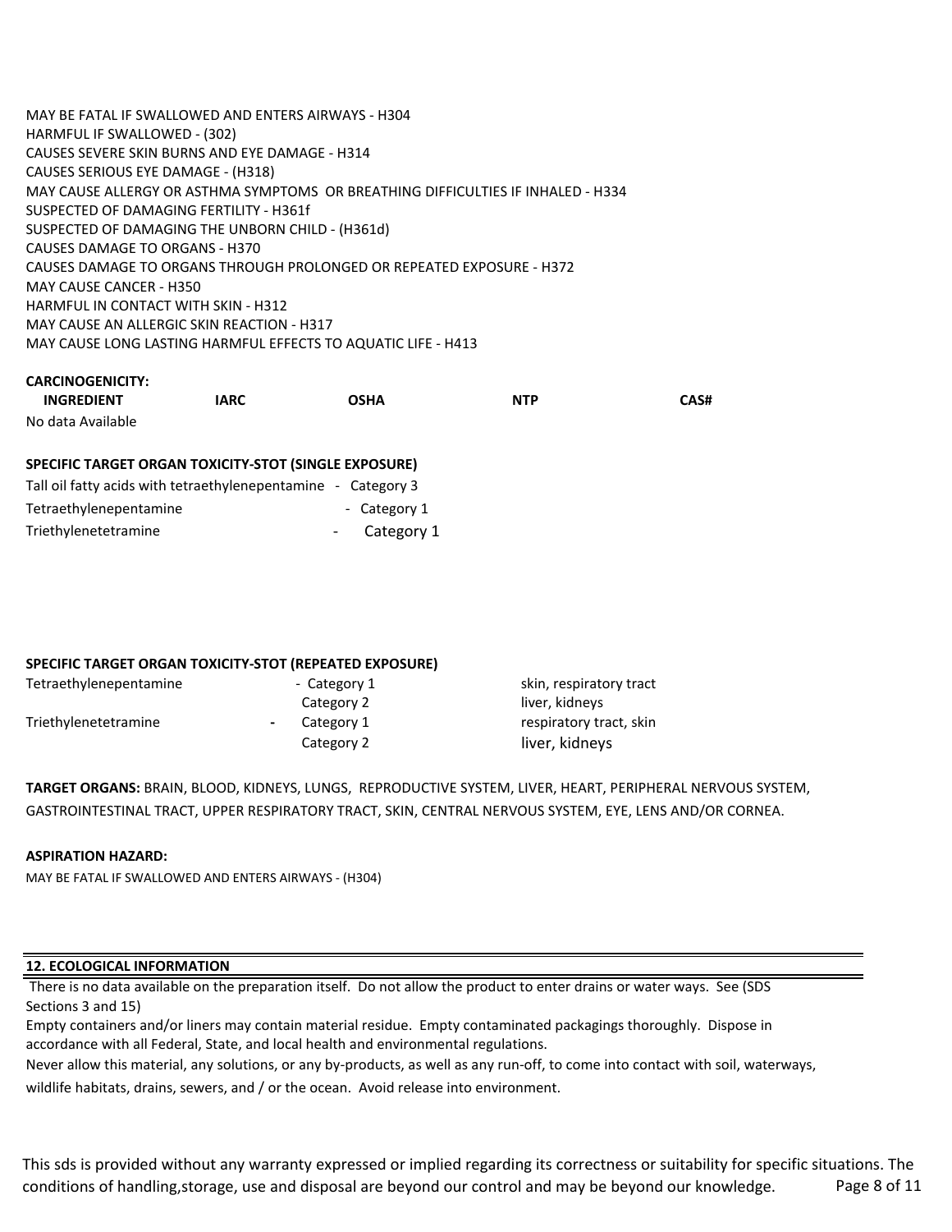MAY BE FATAL IF SWALLOWED AND ENTERS AIRWAYS - H304
HARMFUL IF SWALLOWED - (302)
CAUSES SEVERE SKIN BURNS AND EYE DAMAGE - H314
CAUSES SERIOUS EYE DAMAGE - (H318)
MAY CAUSE ALLERGY OR ASTHMA SYMPTOMS OR BREATHING DIFFICULTIES IF INHALED - H334
SUSPECTED OF DAMAGING FERTILITY - H361f
SUSPECTED OF DAMAGING THE UNBORN CHILD - (H361d)
CAUSES DAMAGE TO ORGANS - H370
CAUSES DAMAGE TO ORGANS THROUGH PROLONGED OR REPEATED EXPOSURE - H372
MAY CAUSE CANCER - H350
HARMFUL IN CONTACT WITH SKIN - H312
MAY CAUSE AN ALLERGIC SKIN REACTION - H317
MAY CAUSE LONG LASTING HARMFUL EFFECTS TO AQUATIC LIFE - H413

**CARCINOGENICITY:**

| INGREDIENT | IARC | OSHA | NTP | CAS# |
|---|---|---|---|---|
| No data Available | | | | |

**SPECIFIC TARGET ORGAN TOXICITY-STOT (SINGLE EXPOSURE)**

Tall oil fatty acids with tetraethylenepentamine - Category 3
Tetraethylenepentamine - Category 1
Triethylenetetramine - Category 1

**SPECIFIC TARGET ORGAN TOXICITY-STOT (REPEATED EXPOSURE)**

| | | |
|---|---|---|
| Tetraethylenepentamine | - Category 1 | skin, respiratory tract |
| | Category 2 | liver, kidneys |
| Triethylenetetramine | - Category 1 | respiratory tract, skin |
| | Category 2 | liver, kidneys |

**TARGET ORGANS:** BRAIN, BLOOD, KIDNEYS, LUNGS, REPRODUCTIVE SYSTEM, LIVER, HEART, PERIPHERAL NERVOUS SYSTEM, GASTROINTESTINAL TRACT, UPPER RESPIRATORY TRACT, SKIN, CENTRAL NERVOUS SYSTEM, EYE, LENS AND/OR CORNEA.

**ASPIRATION HAZARD:**

MAY BE FATAL IF SWALLOWED AND ENTERS AIRWAYS - (H304)

## 12. ECOLOGICAL INFORMATION

There is no data available on the preparation itself. Do not allow the product to enter drains or water ways. See (SDS Sections 3 and 15)

Empty containers and/or liners may contain material residue. Empty contaminated packagings thoroughly. Dispose in accordance with all Federal, State, and local health and environmental regulations.

Never allow this material, any solutions, or any by-products, as well as any run-off, to come into contact with soil, waterways, wildlife habitats, drains, sewers, and / or the ocean. Avoid release into environment.

This sds is provided without any warranty expressed or implied regarding its correctness or suitability for specific situations. The conditions of handling,storage, use and disposal are beyond our control and may be beyond our knowledge.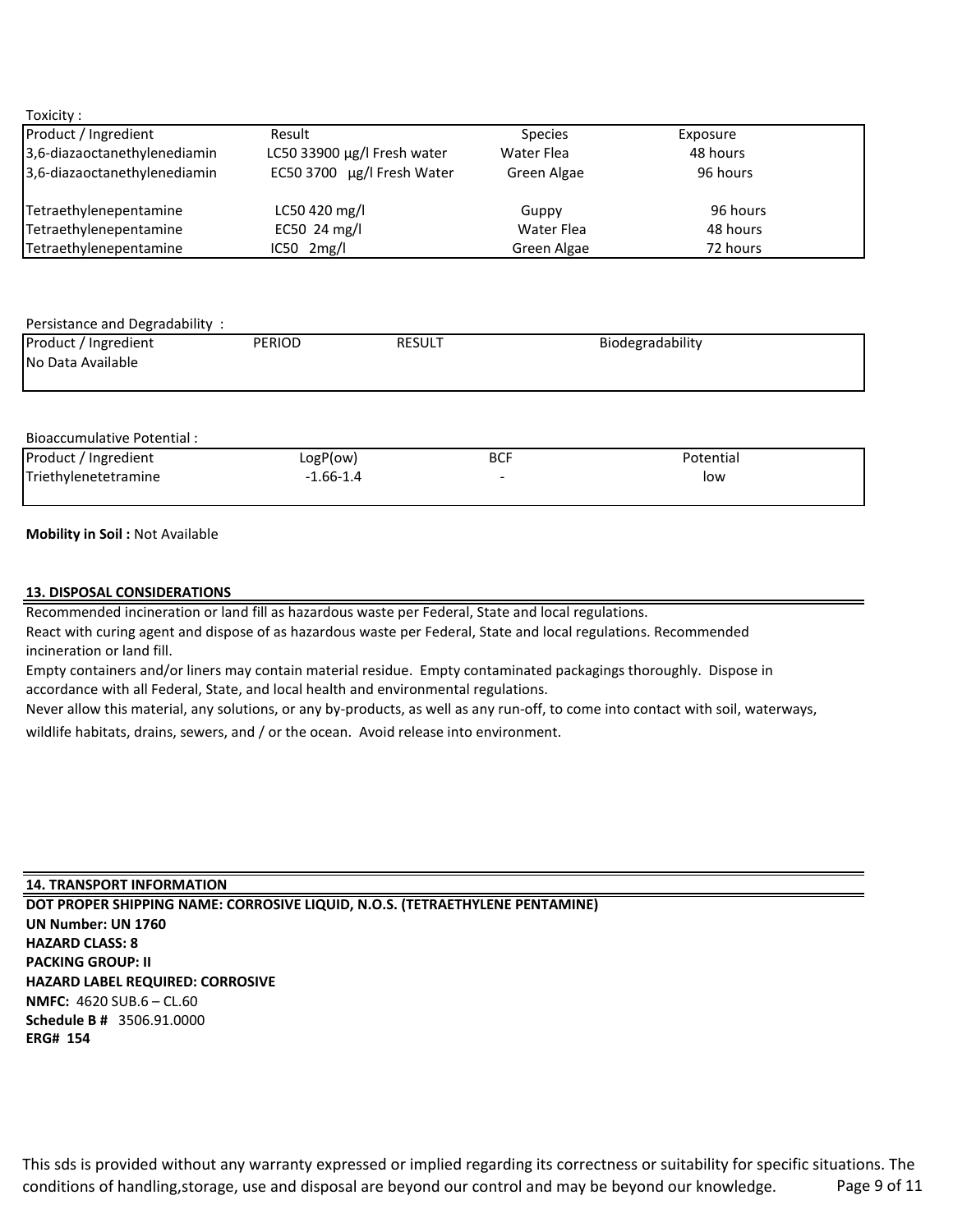Toxicity :

| Product / Ingredient | Result | Species | Exposure |
|---|---|---|---|
| 3,6-diazaoctanethylenediamin | LC50 33900 µg/l Fresh water | Water Flea | 48 hours |
| 3,6-diazaoctanethylenediamin | EC50 3700 µg/l Fresh Water | Green Algae | 96 hours |
| Tetraethylenepentamine | LC50 420 mg/l | Guppy | 96 hours |
| Tetraethylenepentamine | EC50 24 mg/l | Water Flea | 48 hours |
| Tetraethylenepentamine | IC50 2mg/l | Green Algae | 72 hours |

Persistance and Degradability :

| Product / Ingredient | PERIOD | RESULT | Biodegradability |
|---|---|---|---|
| No Data Available | | | |

Bioaccumulative Potential :

| Product / Ingredient | LogP(ow) | BCF | Potential |
|---|---|---|---|
| Triethylenetetramine | -1.66-1.4 | - | low |

**Mobility in Soil :** Not Available

## 13. DISPOSAL CONSIDERATIONS

Recommended incineration or land fill as hazardous waste per Federal, State and local regulations.

React with curing agent and dispose of as hazardous waste per Federal, State and local regulations. Recommended incineration or land fill.

Empty containers and/or liners may contain material residue. Empty contaminated packagings thoroughly. Dispose in accordance with all Federal, State, and local health and environmental regulations.

Never allow this material, any solutions, or any by-products, as well as any run-off, to come into contact with soil, waterways, wildlife habitats, drains, sewers, and / or the ocean. Avoid release into environment.

## 14. TRANSPORT INFORMATION

**DOT PROPER SHIPPING NAME: CORROSIVE LIQUID, N.O.S. (TETRAETHYLENE PENTAMINE)**
**UN Number: UN 1760**
**HAZARD CLASS: 8**
**PACKING GROUP: II**
**HAZARD LABEL REQUIRED: CORROSIVE**
**NMFC:** 4620 SUB.6 – CL.60
**Schedule B #** 3506.91.0000
**ERG# 154**

This sds is provided without any warranty expressed or implied regarding its correctness or suitability for specific situations. The conditions of handling,storage, use and disposal are beyond our control and may be beyond our knowledge.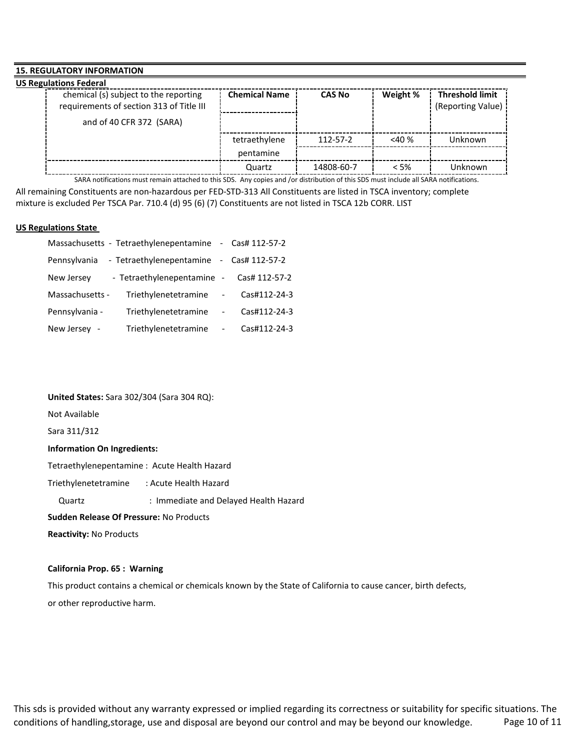## 15. REGULATORY INFORMATION

**US Regulations Federal**

| chemical (s) subject to the reporting requirements of section 313 of Title III and of 40 CFR 372 (SARA) | **Chemical Name** | **CAS No** | **Weight %** | **Threshold limit** (Reporting Value) |
|---|---|---|---|---|
| | tetraethylene pentamine | 112-57-2 | <40 % | Unknown |
| | Quartz | 14808-60-7 | < 5% | Unknown |

SARA notifications must remain attached to this SDS. Any copies and /or distribution of this SDS must include all SARA notifications.

All remaining Constituents are non-hazardous per FED-STD-313 All Constituents are listed in TSCA inventory; complete mixture is excluded Per TSCA Par. 710.4 (d) 95 (6) (7) Constituents are not listed in TSCA 12b CORR. LIST

**US Regulations State**

Massachusetts - Tetraethylenepentamine - Cas# 112-57-2

Pennsylvania - Tetraethylenepentamine - Cas# 112-57-2

New Jersey - Tetraethylenepentamine - Cas# 112-57-2

Massachusetts - Triethylenetetramine - Cas#112-24-3

Pennsylvania - Triethylenetetramine - Cas#112-24-3

New Jersey - Triethylenetetramine - Cas#112-24-3

**United States:** Sara 302/304 (Sara 304 RQ):

Not Available

Sara 311/312

**Information On Ingredients:**

Tetraethylenepentamine : Acute Health Hazard

Triethylenetetramine : Acute Health Hazard

Quartz : Immediate and Delayed Health Hazard

**Sudden Release Of Pressure:** No Products

**Reactivity:** No Products

**California Prop. 65 : Warning**

This product contains a chemical or chemicals known by the State of California to cause cancer, birth defects, or other reproductive harm.

This sds is provided without any warranty expressed or implied regarding its correctness or suitability for specific situations. The conditions of handling,storage, use and disposal are beyond our control and may be beyond our knowledge.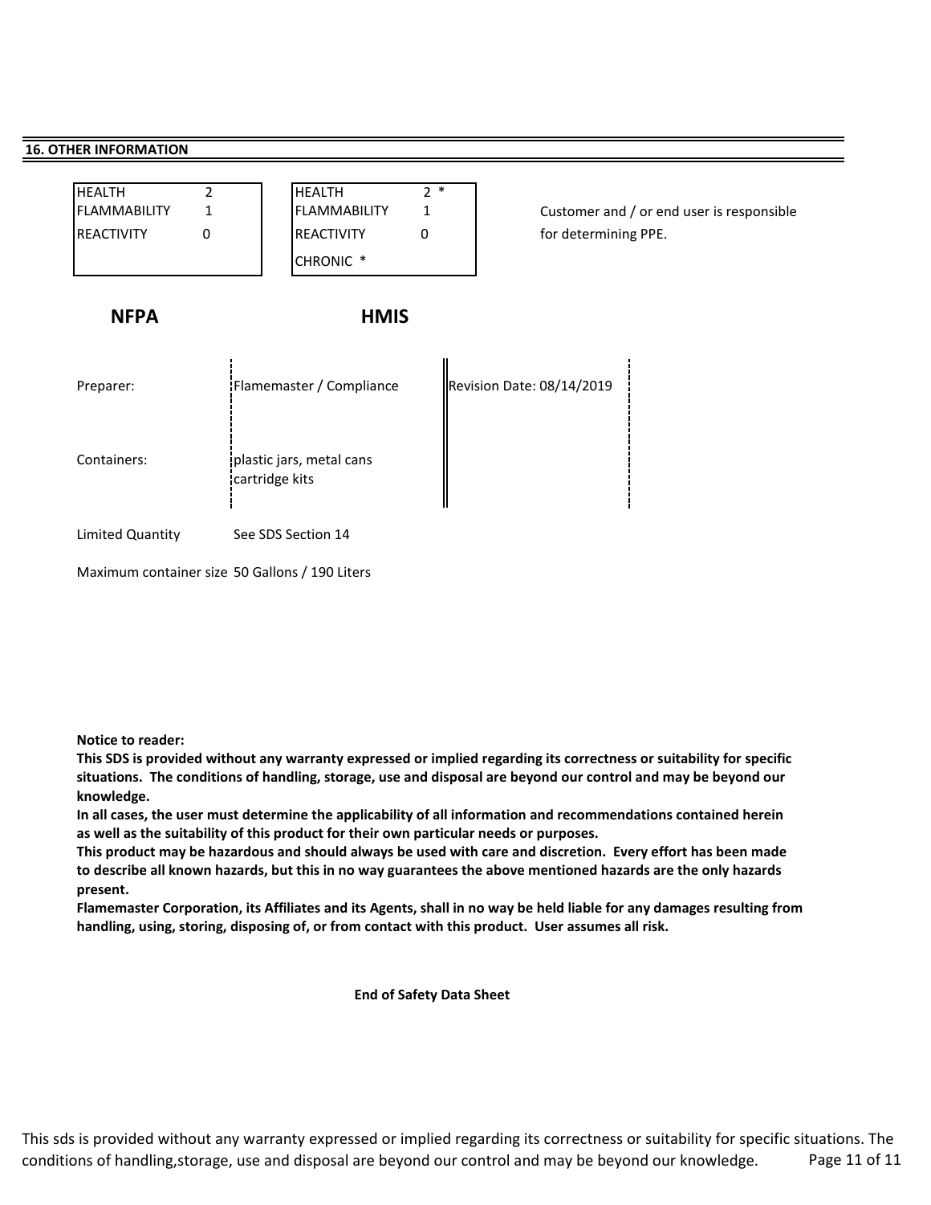## 16. OTHER INFORMATION

**NFPA**

| | |
|---|---|
| HEALTH | 2 |
| FLAMMABILITY | 1 |
| REACTIVITY | 0 |

**HMIS**

| | |
|---|---|
| HEALTH | 2 * |
| FLAMMABILITY | 1 |
| REACTIVITY | 0 |
| CHRONIC * | |

Customer and / or end user is responsible for determining PPE.

| | | |
|---|---|---|
| Preparer: | Flamemaster / Compliance | Revision Date: 08/14/2019 |
| Containers: | plastic jars, metal cans cartridge kits | |
| Limited Quantity | See SDS Section 14 | |
| Maximum container size | 50 Gallons / 190 Liters | |

**Notice to reader:**

**This SDS is provided without any warranty expressed or implied regarding its correctness or suitability for specific situations. The conditions of handling, storage, use and disposal are beyond our control and may be beyond our knowledge.**

**In all cases, the user must determine the applicability of all information and recommendations contained herein as well as the suitability of this product for their own particular needs or purposes.**

**This product may be hazardous and should always be used with care and discretion. Every effort has been made to describe all known hazards, but this in no way guarantees the above mentioned hazards are the only hazards present.**

**Flamemaster Corporation, its Affiliates and its Agents, shall in no way be held liable for any damages resulting from handling, using, storing, disposing of, or from contact with this product. User assumes all risk.**

**End of Safety Data Sheet**